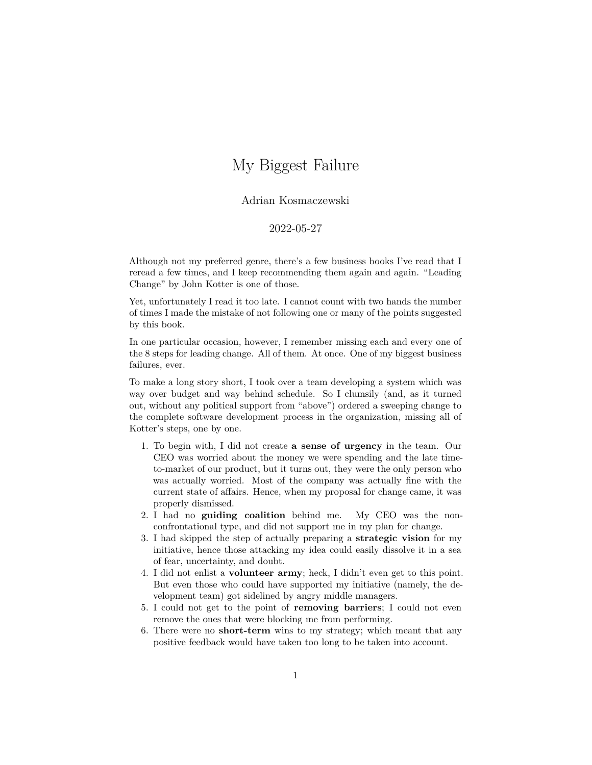# My Biggest Failure

Adrian Kosmaczewski

2022-05-27

Although not my preferred genre, there's a few business books I've read that I reread a few times, and I keep recommending them again and again. "Leading Change" by John Kotter is one of those.

Yet, unfortunately I read it too late. I cannot count with two hands the number of times I made the mistake of not following one or many of the points suggested by this book.

In one particular occasion, however, I remember missing each and every one of the 8 steps for leading change. All of them. At once. One of my biggest business failures, ever.

To make a long story short, I took over a team developing a system which was way over budget and way behind schedule. So I clumsily (and, as it turned out, without any political support from "above") ordered a sweeping change to the complete software development process in the organization, missing all of Kotter's steps, one by one.

1. To begin with, I did not create **a sense of urgency** in the team. Our CEO was worried about the money we were spending and the late time-to-market of our product, but it turns out, they were the only person who was actually worried. Most of the company was actually fine with the current state of affairs. Hence, when my proposal for change came, it was properly dismissed.
2. I had no **guiding coalition** behind me. My CEO was the non-confrontational type, and did not support me in my plan for change.
3. I had skipped the step of actually preparing a **strategic vision** for my initiative, hence those attacking my idea could easily dissolve it in a sea of fear, uncertainty, and doubt.
4. I did not enlist a **volunteer army**; heck, I didn't even get to this point. But even those who could have supported my initiative (namely, the development team) got sidelined by angry middle managers.
5. I could not get to the point of **removing barriers**; I could not even remove the ones that were blocking me from performing.
6. There were no **short-term** wins to my strategy; which meant that any positive feedback would have taken too long to be taken into account.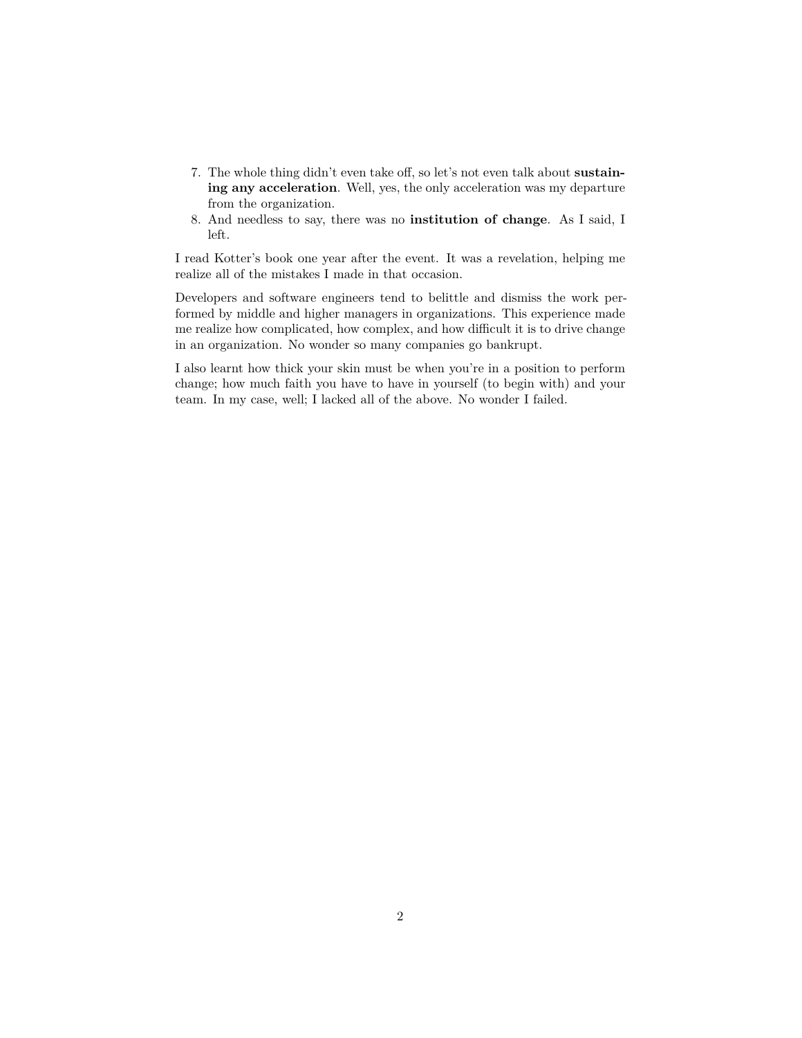7. The whole thing didn't even take off, so let's not even talk about **sustaining any acceleration**. Well, yes, the only acceleration was my departure from the organization.
8. And needless to say, there was no **institution of change**. As I said, I left.

I read Kotter's book one year after the event. It was a revelation, helping me realize all of the mistakes I made in that occasion.

Developers and software engineers tend to belittle and dismiss the work performed by middle and higher managers in organizations. This experience made me realize how complicated, how complex, and how difficult it is to drive change in an organization. No wonder so many companies go bankrupt.

I also learnt how thick your skin must be when you're in a position to perform change; how much faith you have to have in yourself (to begin with) and your team. In my case, well; I lacked all of the above. No wonder I failed.